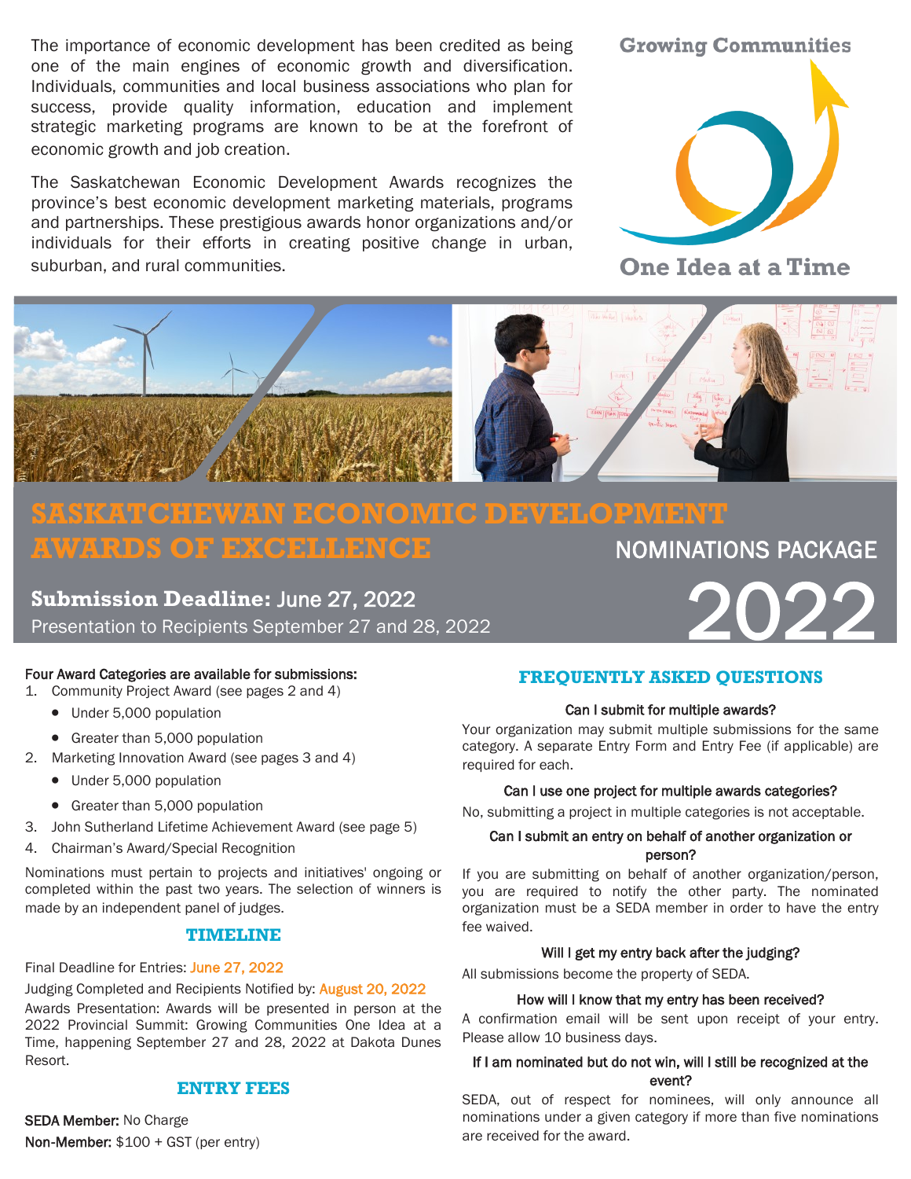The importance of economic development has been credited as being one of the main engines of economic growth and diversification. Individuals, communities and local business associations who plan for success, provide quality information, education and implement strategic marketing programs are known to be at the forefront of economic growth and job creation.

The Saskatchewan Economic Development Awards recognizes the province's best economic development marketing materials, programs and partnerships. These prestigious awards honor organizations and/or individuals for their efforts in creating positive change in urban, suburban, and rural communities.

Growing Communities One Idea at a Time

# SASKATCHEWAN ECONOMIC DEVELOPMENT AWARDS OF EXCELLENCE

## NOMINATIONS PACKAGE 2022

**Submission Deadline:** June 27, 2022

Presentation to Recipients September 27 and 28, 2022

**Four Award Categories are available for submissions:**

1. Community Project Award (see pages 2 and 4)
   - Under 5,000 population
   - Greater than 5,000 population
2. Marketing Innovation Award (see pages 3 and 4)
   - Under 5,000 population
   - Greater than 5,000 population
3. John Sutherland Lifetime Achievement Award (see page 5)
4. Chairman's Award/Special Recognition

Nominations must pertain to projects and initiatives' ongoing or completed within the past two years. The selection of winners is made by an independent panel of judges.

## TIMELINE

Final Deadline for Entries: June 27, 2022

Judging Completed and Recipients Notified by: August 20, 2022

Awards Presentation: Awards will be presented in person at the 2022 Provincial Summit: Growing Communities One Idea at a Time, happening September 27 and 28, 2022 at Dakota Dunes Resort.

## ENTRY FEES

**SEDA Member:** No Charge

**Non-Member:** $100 + GST (per entry)

## FREQUENTLY ASKED QUESTIONS

**Can I submit for multiple awards?**

Your organization may submit multiple submissions for the same category. A separate Entry Form and Entry Fee (if applicable) are required for each.

**Can I use one project for multiple awards categories?**

No, submitting a project in multiple categories is not acceptable.

**Can I submit an entry on behalf of another organization or person?**

If you are submitting on behalf of another organization/person, you are required to notify the other party. The nominated organization must be a SEDA member in order to have the entry fee waived.

**Will I get my entry back after the judging?**

All submissions become the property of SEDA.

**How will I know that my entry has been received?**

A confirmation email will be sent upon receipt of your entry. Please allow 10 business days.

**If I am nominated but do not win, will I still be recognized at the event?**

SEDA, out of respect for nominees, will only announce all nominations under a given category if more than five nominations are received for the award.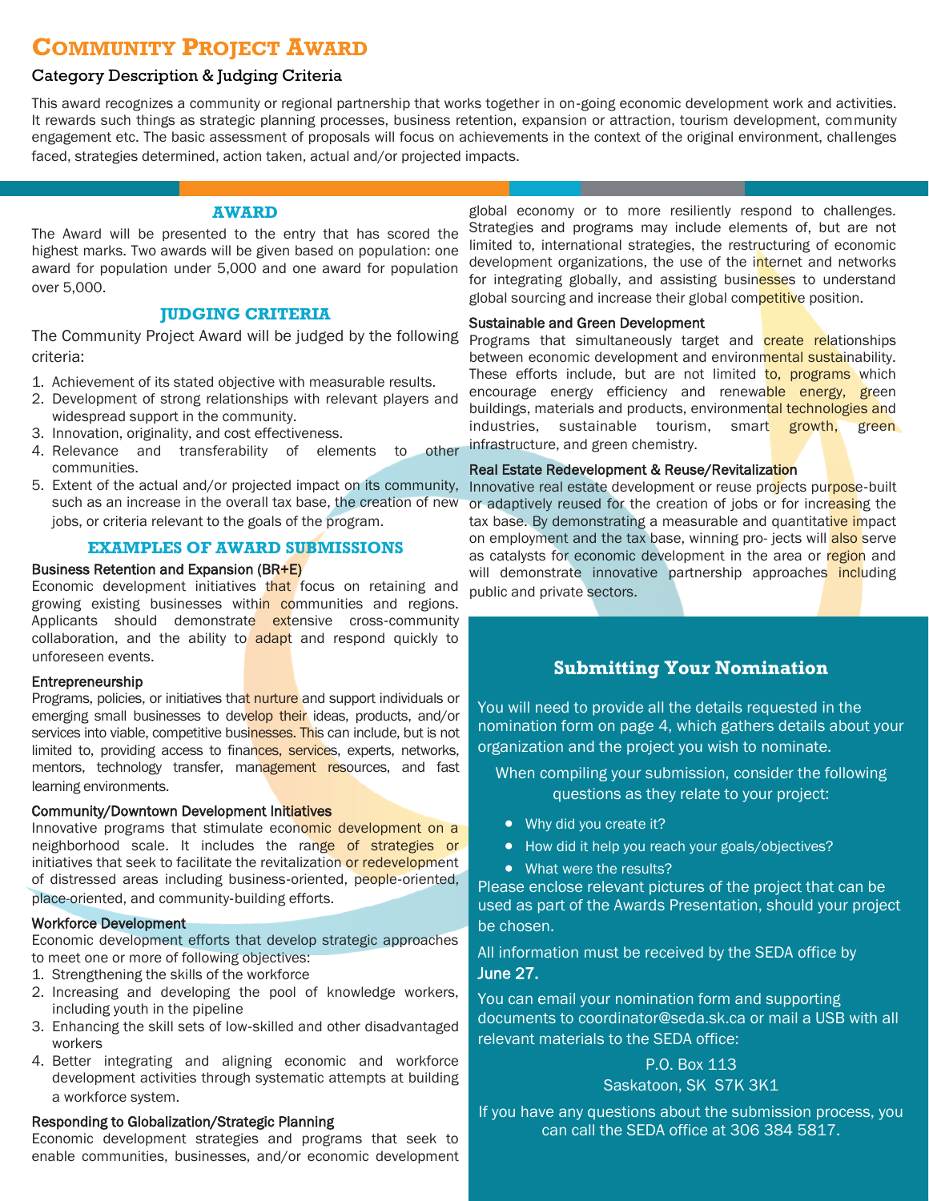# Community Project Award

## Category Description & Judging Criteria

This award recognizes a community or regional partnership that works together in on-going economic development work and activities. It rewards such things as strategic planning processes, business retention, expansion or attraction, tourism development, community engagement etc. The basic assessment of proposals will focus on achievements in the context of the original environment, challenges faced, strategies determined, action taken, actual and/or projected impacts.

### AWARD

The Award will be presented to the entry that has scored the highest marks. Two awards will be given based on population: one award for population under 5,000 and one award for population over 5,000.

### JUDGING CRITERIA

The Community Project Award will be judged by the following criteria:

1. Achievement of its stated objective with measurable results.
2. Development of strong relationships with relevant players and widespread support in the community.
3. Innovation, originality, and cost effectiveness.
4. Relevance and transferability of elements to other communities.
5. Extent of the actual and/or projected impact on its community, such as an increase in the overall tax base, the creation of new jobs, or criteria relevant to the goals of the program.

### EXAMPLES OF AWARD SUBMISSIONS

**Business Retention and Expansion (BR+E)**
Economic development initiatives that focus on retaining and growing existing businesses within communities and regions. Applicants should demonstrate extensive cross-community collaboration, and the ability to adapt and respond quickly to unforeseen events.

**Entrepreneurship**
Programs, policies, or initiatives that nurture and support individuals or emerging small businesses to develop their ideas, products, and/or services into viable, competitive businesses. This can include, but is not limited to, providing access to finances, services, experts, networks, mentors, technology transfer, management resources, and fast learning environments.

**Community/Downtown Development Initiatives**
Innovative programs that stimulate economic development on a neighborhood scale. It includes the range of strategies or initiatives that seek to facilitate the revitalization or redevelopment of distressed areas including business-oriented, people-oriented, place-oriented, and community-building efforts.

**Workforce Development**
Economic development efforts that develop strategic approaches to meet one or more of following objectives:

1. Strengthening the skills of the workforce
2. Increasing and developing the pool of knowledge workers, including youth in the pipeline
3. Enhancing the skill sets of low-skilled and other disadvantaged workers
4. Better integrating and aligning economic and workforce development activities through systematic attempts at building a workforce system.

**Responding to Globalization/Strategic Planning**
Economic development strategies and programs that seek to enable communities, businesses, and/or economic development global economy or to more resiliently respond to challenges. Strategies and programs may include elements of, but are not limited to, international strategies, the restructuring of economic development organizations, the use of the internet and networks for integrating globally, and assisting businesses to understand global sourcing and increase their global competitive position.

**Sustainable and Green Development**
Programs that simultaneously target and create relationships between economic development and environmental sustainability. These efforts include, but are not limited to, programs which encourage energy efficiency and renewable energy, green buildings, materials and products, environmental technologies and industries, sustainable tourism, smart growth, green infrastructure, and green chemistry.

**Real Estate Redevelopment & Reuse/Revitalization**
Innovative real estate development or reuse projects purpose-built or adaptively reused for the creation of jobs or for increasing the tax base. By demonstrating a measurable and quantitative impact on employment and the tax base, winning pro- jects will also serve as catalysts for economic development in the area or region and will demonstrate innovative partnership approaches including public and private sectors.

### Submitting Your Nomination

You will need to provide all the details requested in the nomination form on page 4, which gathers details about your organization and the project you wish to nominate.

When compiling your submission, consider the following questions as they relate to your project:

- Why did you create it?
- How did it help you reach your goals/objectives?
- What were the results?

Please enclose relevant pictures of the project that can be used as part of the Awards Presentation, should your project be chosen.

All information must be received by the SEDA office by **June 27.**

You can email your nomination form and supporting documents to coordinator@seda.sk.ca or mail a USB with all relevant materials to the SEDA office:

P.O. Box 113
Saskatoon, SK S7K 3K1

If you have any questions about the submission process, you can call the SEDA office at 306 384 5817.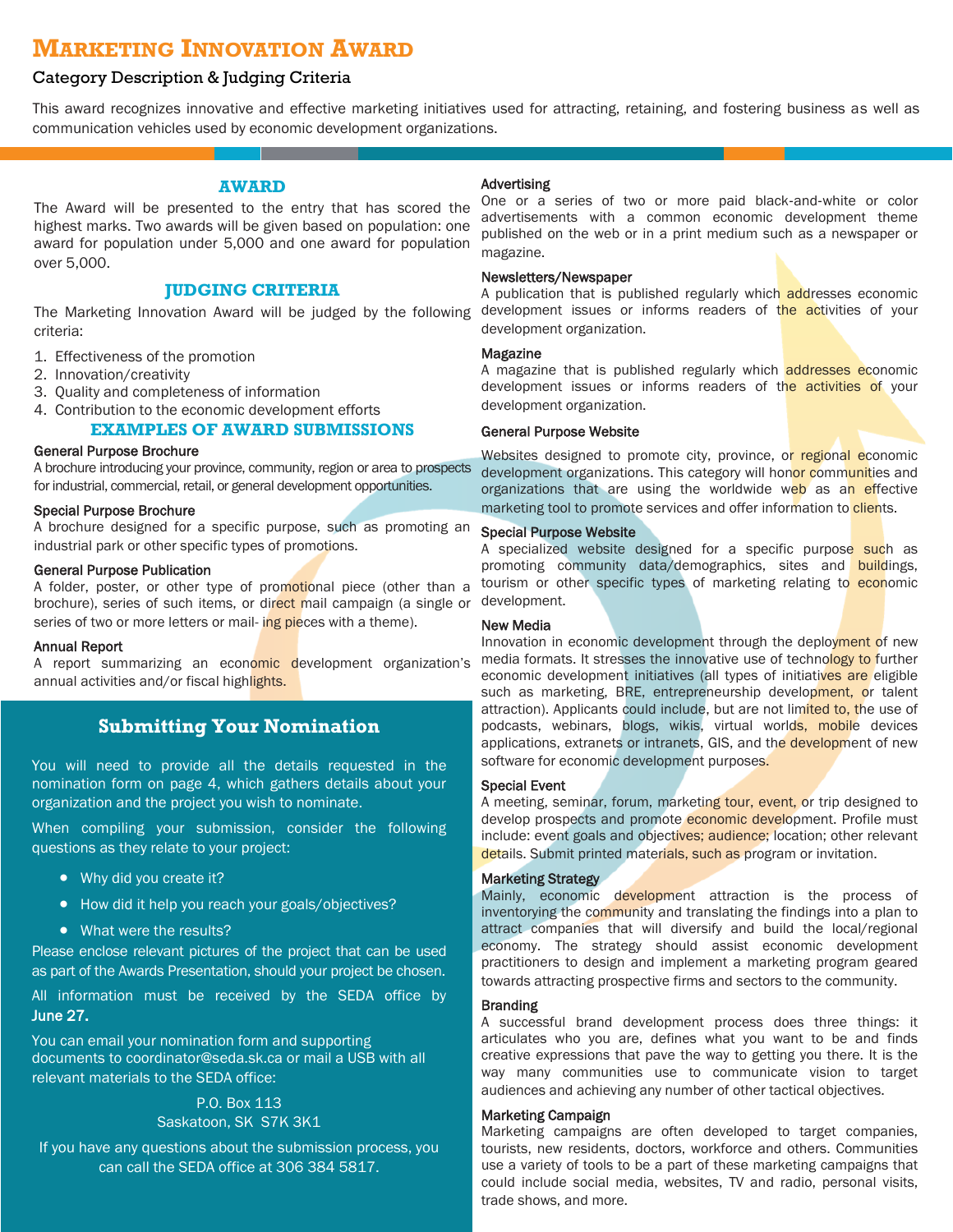# Marketing Innovation Award

## Category Description & Judging Criteria

This award recognizes innovative and effective marketing initiatives used for attracting, retaining, and fostering business as well as communication vehicles used by economic development organizations.

### AWARD

The Award will be presented to the entry that has scored the highest marks. Two awards will be given based on population: one award for population under 5,000 and one award for population over 5,000.

### JUDGING CRITERIA

The Marketing Innovation Award will be judged by the following criteria:

1. Effectiveness of the promotion
2. Innovation/creativity
3. Quality and completeness of information
4. Contribution to the economic development efforts

### EXAMPLES OF AWARD SUBMISSIONS

**General Purpose Brochure**
A brochure introducing your province, community, region or area to prospects for industrial, commercial, retail, or general development opportunities.

**Special Purpose Brochure**
A brochure designed for a specific purpose, such as promoting an industrial park or other specific types of promotions.

**General Purpose Publication**
A folder, poster, or other type of promotional piece (other than a brochure), series of such items, or direct mail campaign (a single or series of two or more letters or mail- ing pieces with a theme).

**Annual Report**
A report summarizing an economic development organization's annual activities and/or fiscal highlights.

**Advertising**
One or a series of two or more paid black-and-white or color advertisements with a common economic development theme published on the web or in a print medium such as a newspaper or magazine.

**Newsletters/Newspaper**
A publication that is published regularly which addresses economic development issues or informs readers of the activities of your development organization.

**Magazine**
A magazine that is published regularly which addresses economic development issues or informs readers of the activities of your development organization.

**General Purpose Website**
Websites designed to promote city, province, or regional economic development organizations. This category will honor communities and organizations that are using the worldwide web as an effective marketing tool to promote services and offer information to clients.

**Special Purpose Website**
A specialized website designed for a specific purpose such as promoting community data/demographics, sites and buildings, tourism or other specific types of marketing relating to economic development.

**New Media**
Innovation in economic development through the deployment of new media formats. It stresses the innovative use of technology to further economic development initiatives (all types of initiatives are eligible such as marketing, BRE, entrepreneurship development, or talent attraction). Applicants could include, but are not limited to, the use of podcasts, webinars, blogs, wikis, virtual worlds, mobile devices applications, extranets or intranets, GIS, and the development of new software for economic development purposes.

**Special Event**
A meeting, seminar, forum, marketing tour, event, or trip designed to develop prospects and promote economic development. Profile must include: event goals and objectives; audience; location; other relevant details. Submit printed materials, such as program or invitation.

**Marketing Strategy**
Mainly, economic development attraction is the process of inventorying the community and translating the findings into a plan to attract companies that will diversify and build the local/regional economy. The strategy should assist economic development practitioners to design and implement a marketing program geared towards attracting prospective firms and sectors to the community.

**Branding**
A successful brand development process does three things: it articulates who you are, defines what you want to be and finds creative expressions that pave the way to getting you there. It is the way many communities use to communicate vision to target audiences and achieving any number of other tactical objectives.

**Marketing Campaign**
Marketing campaigns are often developed to target companies, tourists, new residents, doctors, workforce and others. Communities use a variety of tools to be a part of these marketing campaigns that could include social media, websites, TV and radio, personal visits, trade shows, and more.

## Submitting Your Nomination

You will need to provide all the details requested in the nomination form on page 4, which gathers details about your organization and the project you wish to nominate.

When compiling your submission, consider the following questions as they relate to your project:

- Why did you create it?
- How did it help you reach your goals/objectives?
- What were the results?

Please enclose relevant pictures of the project that can be used as part of the Awards Presentation, should your project be chosen.

All information must be received by the SEDA office by **June 27.**

You can email your nomination form and supporting documents to coordinator@seda.sk.ca or mail a USB with all relevant materials to the SEDA office:

P.O. Box 113
Saskatoon, SK S7K 3K1

If you have any questions about the submission process, you can call the SEDA office at 306 384 5817.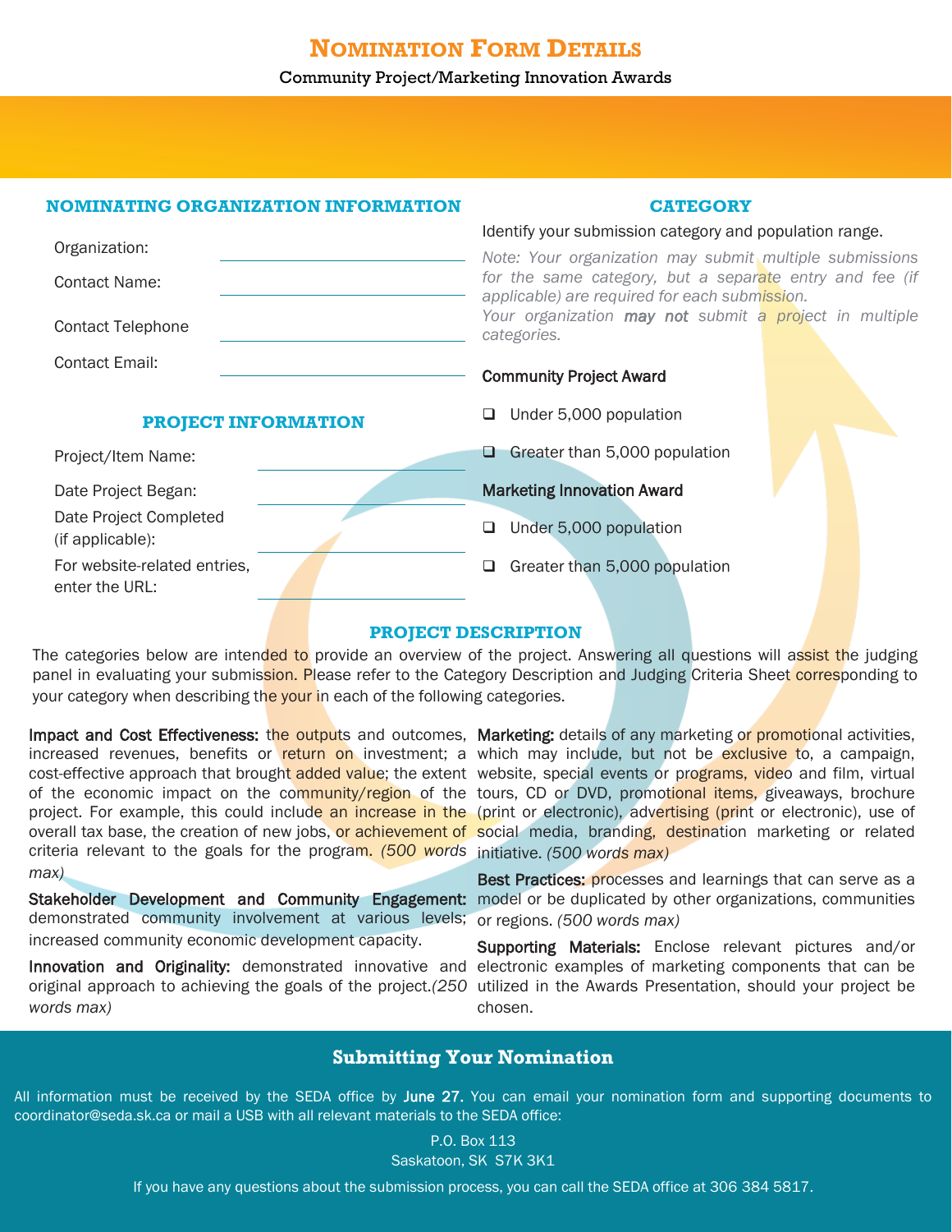# Nomination Form Details

Community Project/Marketing Innovation Awards

## NOMINATING ORGANIZATION INFORMATION

Organization: ____________________

Contact Name: ____________________

Contact Telephone ____________________

Contact Email: ____________________

## PROJECT INFORMATION

Project/Item Name: ____________________

Date Project Began: ____________________

Date Project Completed (if applicable): ____________________

For website-related entries, enter the URL: ____________________

## CATEGORY

Identify your submission category and population range.

*Note: Your organization may submit multiple submissions for the same category, but a separate entry and fee (if applicable) are required for each submission.*
*Your organization **may not** submit a project in multiple categories.*

**Community Project Award**

- ❑ Under 5,000 population
- ❑ Greater than 5,000 population

**Marketing Innovation Award**

- ❑ Under 5,000 population
- ❑ Greater than 5,000 population

## PROJECT DESCRIPTION

The categories below are intended to provide an overview of the project. Answering all questions will assist the judging panel in evaluating your submission. Please refer to the Category Description and Judging Criteria Sheet corresponding to your category when describing the your in each of the following categories.

**Impact and Cost Effectiveness:** the outputs and outcomes, increased revenues, benefits or return on investment; a cost-effective approach that brought added value; the extent of the economic impact on the community/region of the project. For example, this could include an increase in the overall tax base, the creation of new jobs, or achievement of criteria relevant to the goals for the program. *(500 words max)*

**Stakeholder Development and Community Engagement:** demonstrated community involvement at various levels; increased community economic development capacity.

**Innovation and Originality:** demonstrated innovative and original approach to achieving the goals of the project.*(250 words max)*

**Marketing:** details of any marketing or promotional activities, which may include, but not be exclusive to, a campaign, website, special events or programs, video and film, virtual tours, CD or DVD, promotional items, giveaways, brochure (print or electronic), advertising (print or electronic), use of social media, branding, destination marketing or related initiative. *(500 words max)*

**Best Practices:** processes and learnings that can serve as a model or be duplicated by other organizations, communities or regions. *(500 words max)*

**Supporting Materials:** Enclose relevant pictures and/or electronic examples of marketing components that can be utilized in the Awards Presentation, should your project be chosen.

## Submitting Your Nomination

All information must be received by the SEDA office by **June 27.** You can email your nomination form and supporting documents to coordinator@seda.sk.ca or mail a USB with all relevant materials to the SEDA office:

P.O. Box 113
Saskatoon, SK S7K 3K1

If you have any questions about the submission process, you can call the SEDA office at 306 384 5817.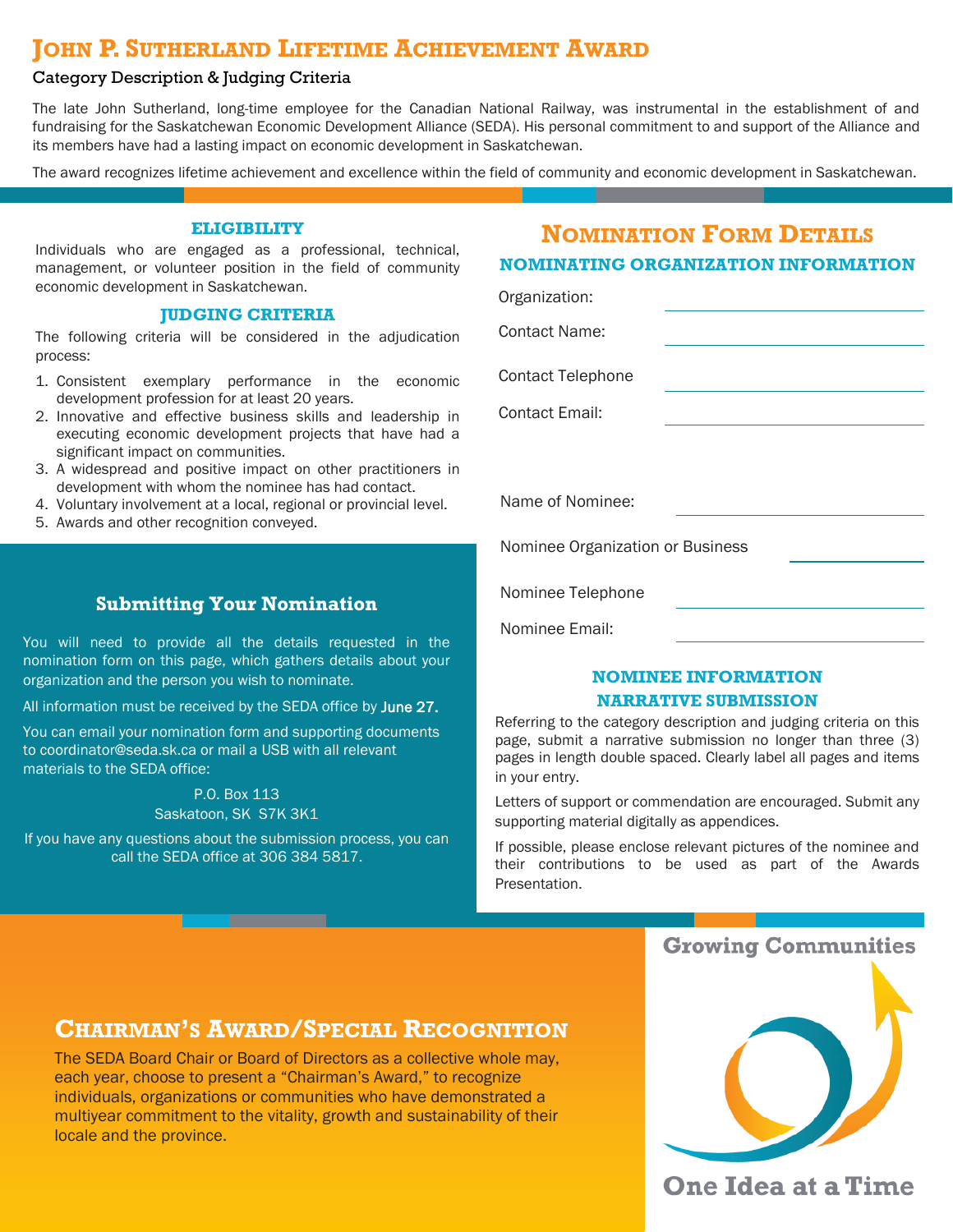# John P. Sutherland Lifetime Achievement Award

Category Description & Judging Criteria

The late John Sutherland, long-time employee for the Canadian National Railway, was instrumental in the establishment of and fundraising for the Saskatchewan Economic Development Alliance (SEDA). His personal commitment to and support of the Alliance and its members have had a lasting impact on economic development in Saskatchewan.

The award recognizes lifetime achievement and excellence within the field of community and economic development in Saskatchewan.

### ELIGIBILITY

Individuals who are engaged as a professional, technical, management, or volunteer position in the field of community economic development in Saskatchewan.

### JUDGING CRITERIA

The following criteria will be considered in the adjudication process:

1. Consistent exemplary performance in the economic development profession for at least 20 years.
2. Innovative and effective business skills and leadership in executing economic development projects that have had a significant impact on communities.
3. A widespread and positive impact on other practitioners in development with whom the nominee has had contact.
4. Voluntary involvement at a local, regional or provincial level.
5. Awards and other recognition conveyed.

### Submitting Your Nomination

You will need to provide all the details requested in the nomination form on this page, which gathers details about your organization and the person you wish to nominate.

All information must be received by the SEDA office by **June 27.**

You can email your nomination form and supporting documents to coordinator@seda.sk.ca or mail a USB with all relevant materials to the SEDA office:

P.O. Box 113
Saskatoon, SK S7K 3K1

If you have any questions about the submission process, you can call the SEDA office at 306 384 5817.

## Nomination Form Details

### NOMINATING ORGANIZATION INFORMATION

Organization: ____________________

Contact Name: ____________________

Contact Telephone ____________________

Contact Email: ____________________

Name of Nominee: ____________________

Nominee Organization or Business ____________________

Nominee Telephone ____________________

Nominee Email: ____________________

### NOMINEE INFORMATION NARRATIVE SUBMISSION

Referring to the category description and judging criteria on this page, submit a narrative submission no longer than three (3) pages in length double spaced. Clearly label all pages and items in your entry.

Letters of support or commendation are encouraged. Submit any supporting material digitally as appendices.

If possible, please enclose relevant pictures of the nominee and their contributions to be used as part of the Awards Presentation.

## Chairman's Award/Special Recognition

The SEDA Board Chair or Board of Directors as a collective whole may, each year, choose to present a "Chairman's Award," to recognize individuals, organizations or communities who have demonstrated a multiyear commitment to the vitality, growth and sustainability of their locale and the province.

Growing Communities

One Idea at a Time